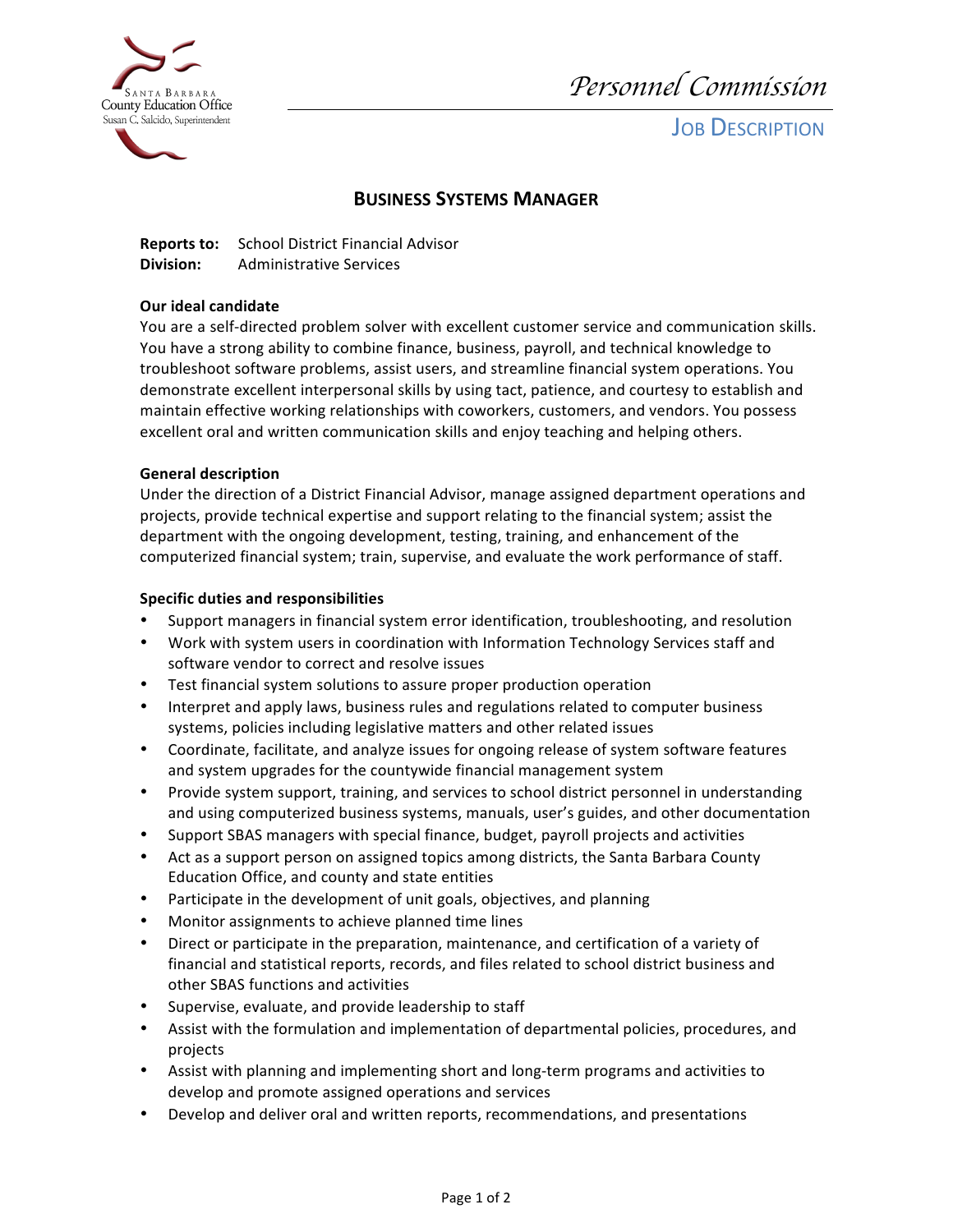Santa Barbara County Education Office
Susan C. Salcido, Superintendent

*Personnel Commission*

JOB DESCRIPTION

# BUSINESS SYSTEMS MANAGER

**Reports to:** School District Financial Advisor
**Division:** Administrative Services

**Our ideal candidate**

You are a self-directed problem solver with excellent customer service and communication skills. You have a strong ability to combine finance, business, payroll, and technical knowledge to troubleshoot software problems, assist users, and streamline financial system operations. You demonstrate excellent interpersonal skills by using tact, patience, and courtesy to establish and maintain effective working relationships with coworkers, customers, and vendors. You possess excellent oral and written communication skills and enjoy teaching and helping others.

**General description**

Under the direction of a District Financial Advisor, manage assigned department operations and projects, provide technical expertise and support relating to the financial system; assist the department with the ongoing development, testing, training, and enhancement of the computerized financial system; train, supervise, and evaluate the work performance of staff.

**Specific duties and responsibilities**

- Support managers in financial system error identification, troubleshooting, and resolution
- Work with system users in coordination with Information Technology Services staff and software vendor to correct and resolve issues
- Test financial system solutions to assure proper production operation
- Interpret and apply laws, business rules and regulations related to computer business systems, policies including legislative matters and other related issues
- Coordinate, facilitate, and analyze issues for ongoing release of system software features and system upgrades for the countywide financial management system
- Provide system support, training, and services to school district personnel in understanding and using computerized business systems, manuals, user's guides, and other documentation
- Support SBAS managers with special finance, budget, payroll projects and activities
- Act as a support person on assigned topics among districts, the Santa Barbara County Education Office, and county and state entities
- Participate in the development of unit goals, objectives, and planning
- Monitor assignments to achieve planned time lines
- Direct or participate in the preparation, maintenance, and certification of a variety of financial and statistical reports, records, and files related to school district business and other SBAS functions and activities
- Supervise, evaluate, and provide leadership to staff
- Assist with the formulation and implementation of departmental policies, procedures, and projects
- Assist with planning and implementing short and long-term programs and activities to develop and promote assigned operations and services
- Develop and deliver oral and written reports, recommendations, and presentations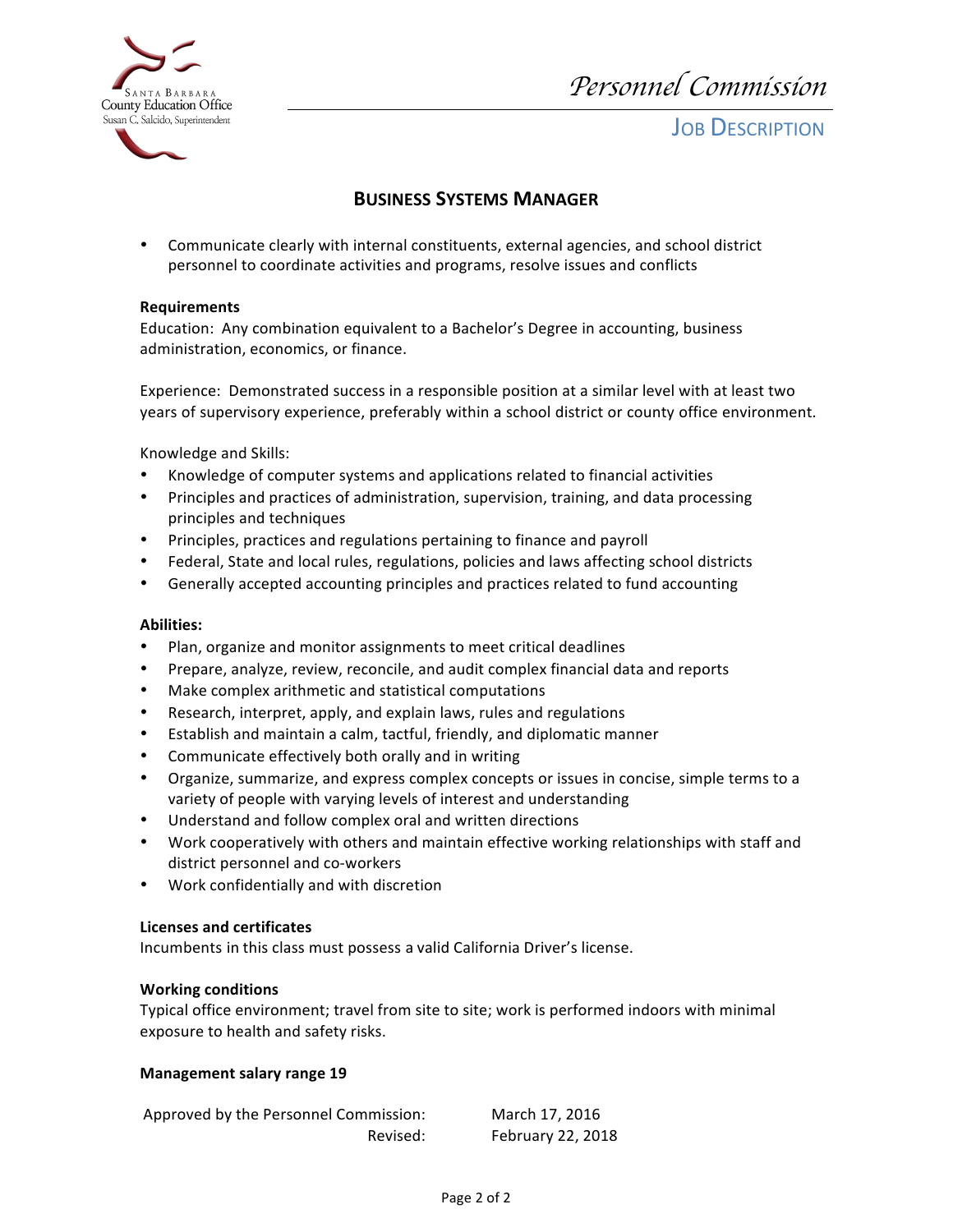## BUSINESS SYSTEMS MANAGER

- Communicate clearly with internal constituents, external agencies, and school district personnel to coordinate activities and programs, resolve issues and conflicts

**Requirements**

Education: Any combination equivalent to a Bachelor's Degree in accounting, business administration, economics, or finance.

Experience: Demonstrated success in a responsible position at a similar level with at least two years of supervisory experience, preferably within a school district or county office environment.

Knowledge and Skills:

- Knowledge of computer systems and applications related to financial activities
- Principles and practices of administration, supervision, training, and data processing principles and techniques
- Principles, practices and regulations pertaining to finance and payroll
- Federal, State and local rules, regulations, policies and laws affecting school districts
- Generally accepted accounting principles and practices related to fund accounting

**Abilities:**

- Plan, organize and monitor assignments to meet critical deadlines
- Prepare, analyze, review, reconcile, and audit complex financial data and reports
- Make complex arithmetic and statistical computations
- Research, interpret, apply, and explain laws, rules and regulations
- Establish and maintain a calm, tactful, friendly, and diplomatic manner
- Communicate effectively both orally and in writing
- Organize, summarize, and express complex concepts or issues in concise, simple terms to a variety of people with varying levels of interest and understanding
- Understand and follow complex oral and written directions
- Work cooperatively with others and maintain effective working relationships with staff and district personnel and co-workers
- Work confidentially and with discretion

**Licenses and certificates**

Incumbents in this class must possess a valid California Driver's license.

**Working conditions**

Typical office environment; travel from site to site; work is performed indoors with minimal exposure to health and safety risks.

**Management salary range 19**

| | |
|---|---|
| Approved by the Personnel Commission: | March 17, 2016 |
| Revised: | February 22, 2018 |